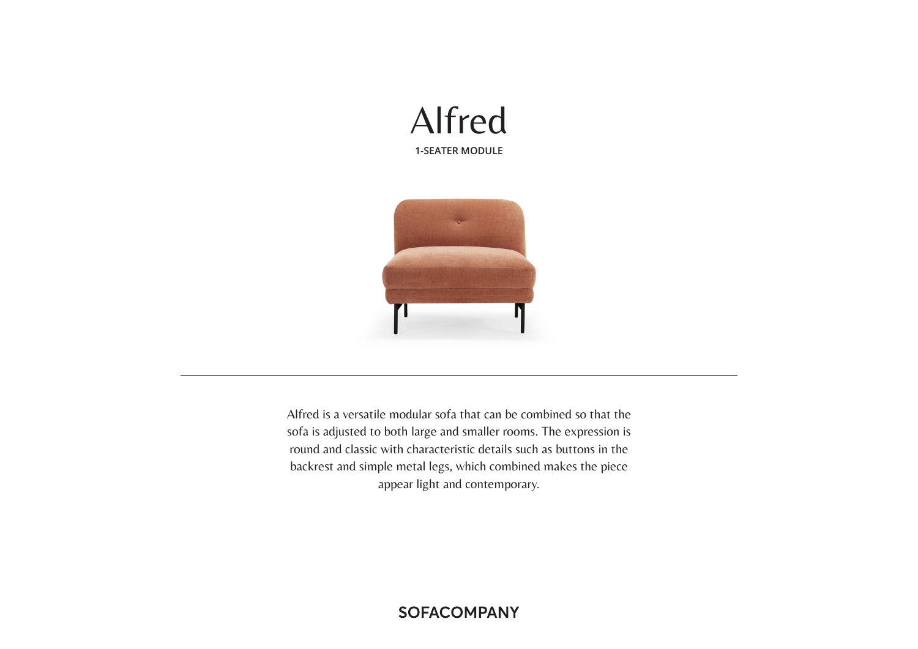# Alfred

**1-SEATER MODULE**

---

Alfred is a versatile modular sofa that can be combined so that the sofa is adjusted to both large and smaller rooms. The expression is round and classic with characteristic details such as buttons in the backrest and simple metal legs, which combined makes the piece appear light and contemporary.

**SOFACOMPANY**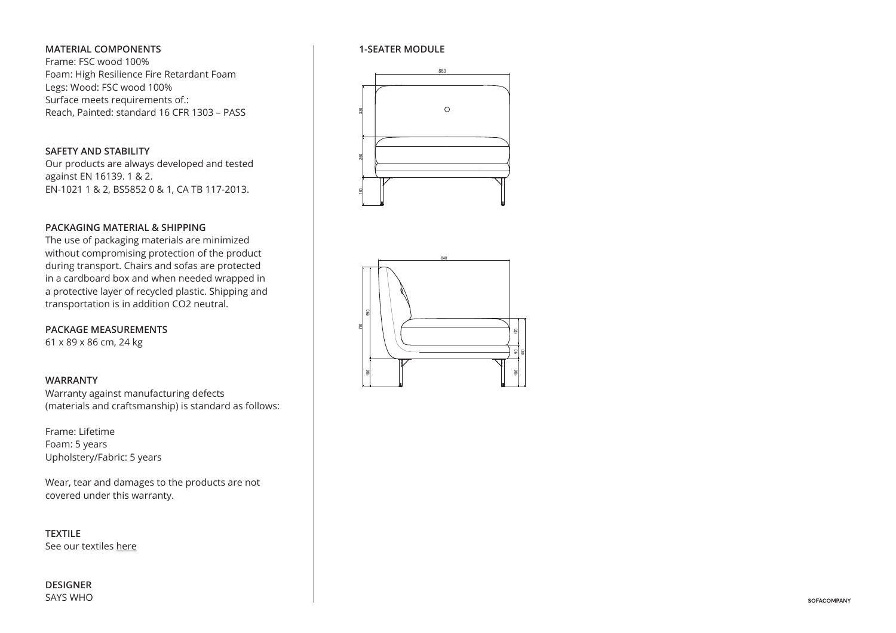**MATERIAL COMPONENTS**
Frame: FSC wood 100%
Foam: High Resilience Fire Retardant Foam
Legs: Wood: FSC wood 100%
Surface meets requirements of.:
Reach, Painted: standard 16 CFR 1303 – PASS

**SAFETY AND STABILITY**
Our products are always developed and tested against EN 16139. 1 & 2.
EN-1021 1 & 2, BS5852 0 & 1, CA TB 117-2013.

**PACKAGING MATERIAL & SHIPPING**
The use of packaging materials are minimized without compromising protection of the product during transport. Chairs and sofas are protected in a cardboard box and when needed wrapped in a protective layer of recycled plastic. Shipping and transportation is in addition CO2 neutral.

**PACKAGE MEASUREMENTS**
61 x 89 x 86 cm, 24 kg

**WARRANTY**
Warranty against manufacturing defects (materials and craftsmanship) is standard as follows:

Frame: Lifetime
Foam: 5 years
Upholstery/Fabric: 5 years

Wear, tear and damages to the products are not covered under this warranty.

**TEXTILE**
See our textiles here

**DESIGNER**
SAYS WHO

**1-SEATER MODULE**

860

330

260

180

840

590

770

180

170

90

440

180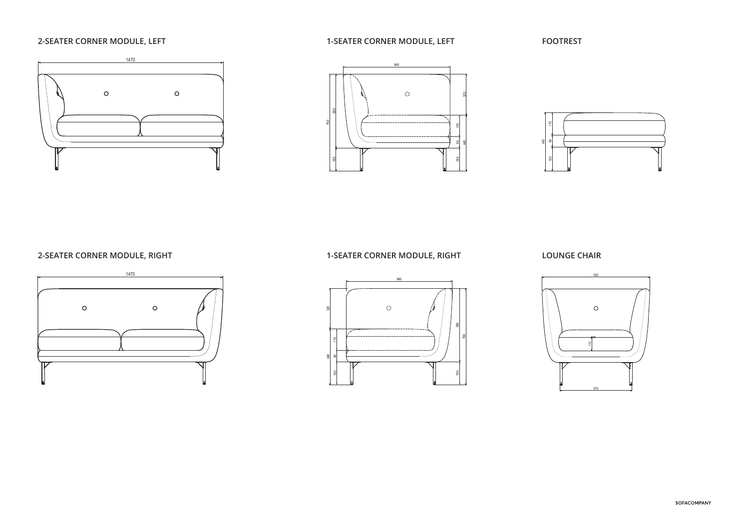## 2-SEATER CORNER MODULE, LEFT

1470

## 1-SEATER CORNER MODULE, LEFT

840

760

580

180

320

170

90

440

180

## FOOTREST

170

440

90

180

## 2-SEATER CORNER MODULE, RIGHT

1470

## 1-SEATER CORNER MODULE, RIGHT

840

320

170

440

90

180

580

760

180

## LOUNGE CHAIR

850

110

570

**SOFACOMPANY**